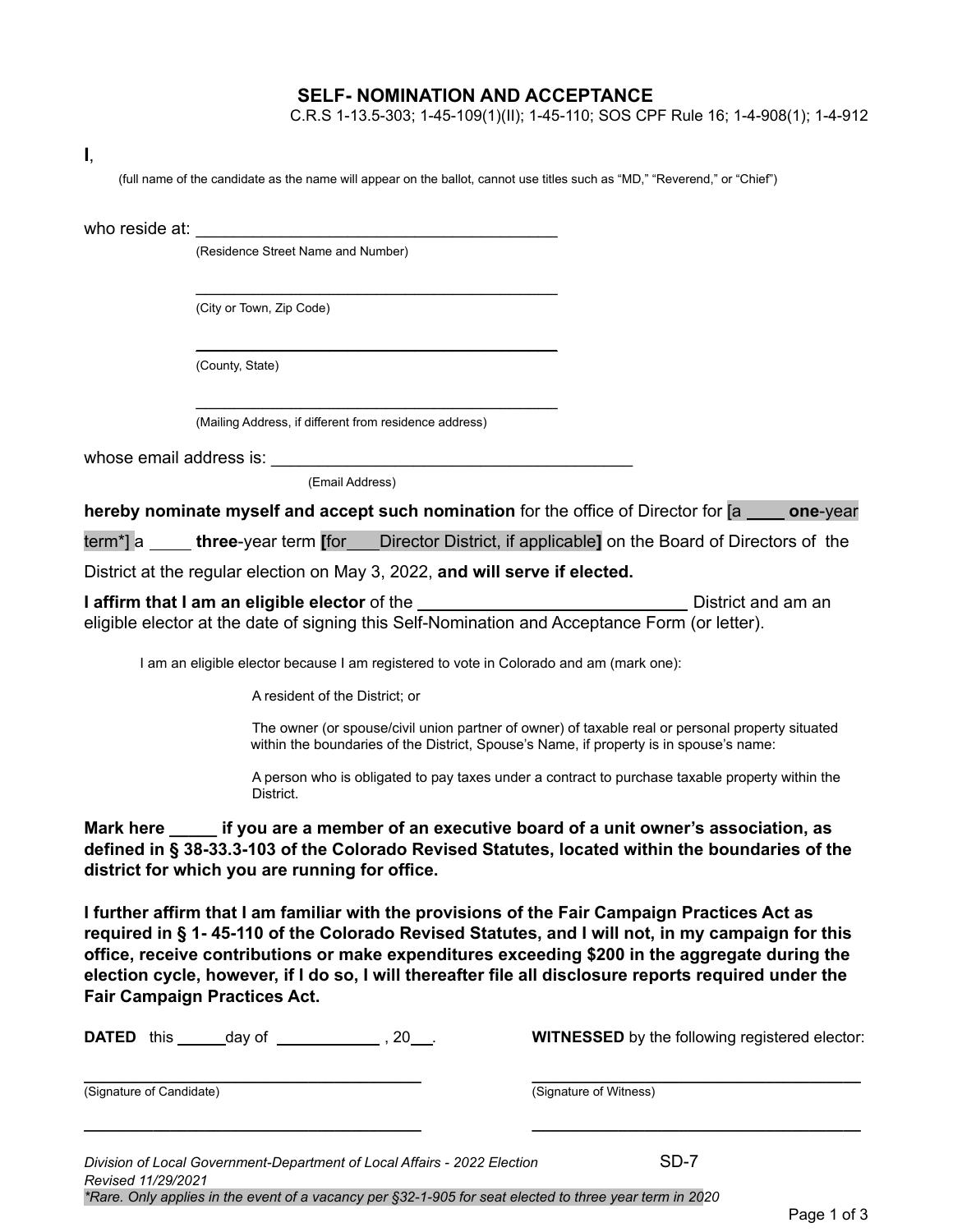# SELF- NOMINATION AND ACCEPTANCE

C.R.S 1-13.5-303; 1-45-109(1)(II); 1-45-110; SOS CPF Rule 16; 1-4-908(1); 1-4-912

**I**,

(full name of the candidate as the name will appear on the ballot, cannot use titles such as "MD," "Reverend," or "Chief")

who reside at: ________________________________________
(Residence Street Name and Number)

________________________________________
(City or Town, Zip Code)

________________________________________
(County, State)

________________________________________
(Mailing Address, if different from residence address)

whose email address is: ________________________________________
(Email Address)

**hereby nominate myself and accept such nomination** for the office of Director for [a ____ **one**-year term*] a ____ **three**-year term **[**for___Director District, if applicable**]** on the Board of Directors of the District at the regular election on May 3, 2022, **and will serve if elected.**

**I affirm that I am an eligible elector** of the ____________________________ District and am an eligible elector at the date of signing this Self-Nomination and Acceptance Form (or letter).

I am an eligible elector because I am registered to vote in Colorado and am (mark one):

A resident of the District; or

The owner (or spouse/civil union partner of owner) of taxable real or personal property situated within the boundaries of the District, Spouse's Name, if property is in spouse's name:

A person who is obligated to pay taxes under a contract to purchase taxable property within the District.

**Mark here _____ if you are a member of an executive board of a unit owner's association, as defined in § 38-33.3-103 of the Colorado Revised Statutes, located within the boundaries of the district for which you are running for office.**

**I further affirm that I am familiar with the provisions of the Fair Campaign Practices Act as required in § 1- 45-110 of the Colorado Revised Statutes, and I will not, in my campaign for this office, receive contributions or make expenditures exceeding $200 in the aggregate during the election cycle, however, if I do so, I will thereafter file all disclosure reports required under the Fair Campaign Practices Act.**

**DATED** this _____day of ___________ , 20__.

**WITNESSED** by the following registered elector:

________________________________________
(Signature of Candidate)

________________________________________
(Signature of Witness)

________________________________________

________________________________________

*Division of Local Government-Department of Local Affairs - 2022 Election* SD-7
*Revised 11/29/2021*
**Rare. Only applies in the event of a vacancy per §32-1-905 for seat elected to three year term in 2020*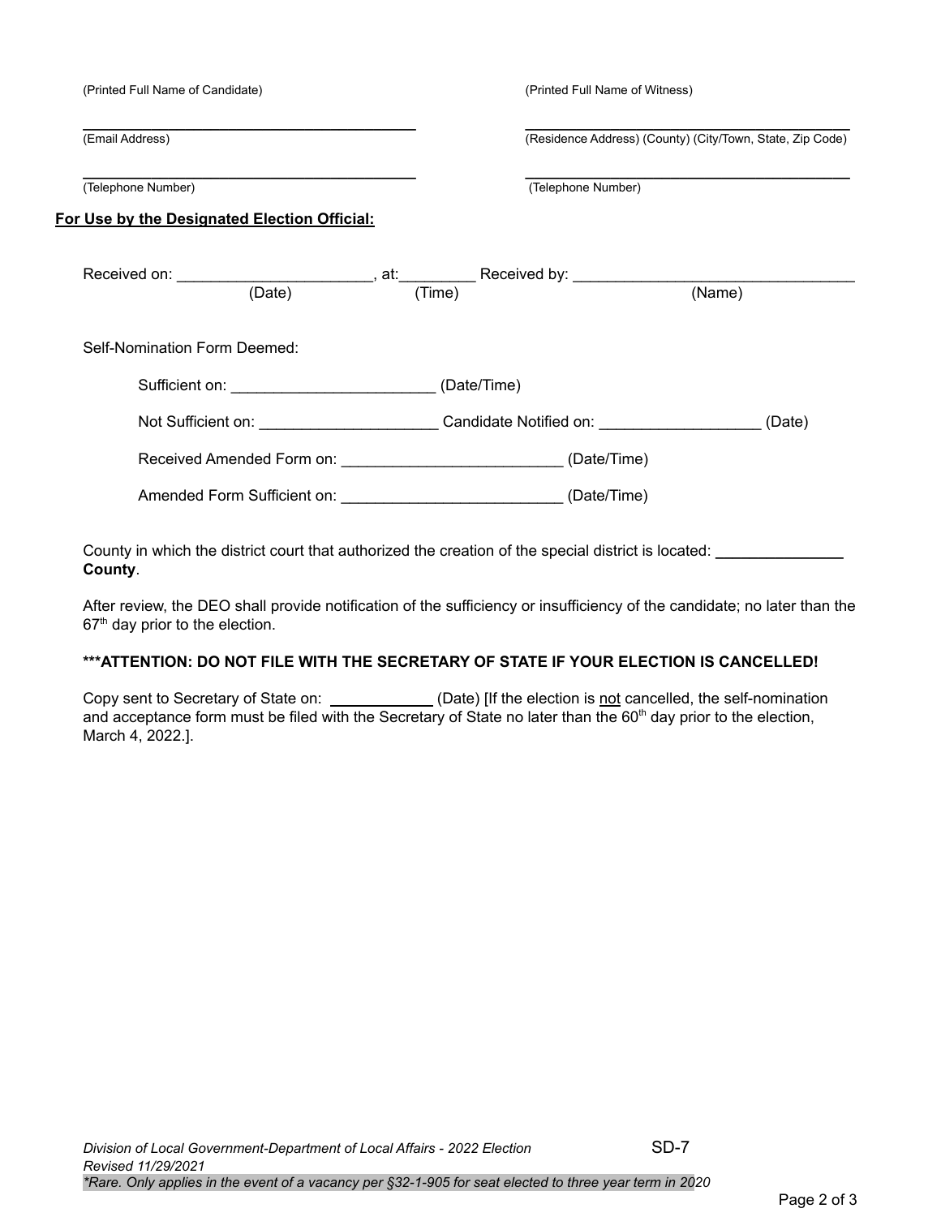(Printed Full Name of Candidate) | (Printed Full Name of Witness)

\_\_\_\_\_\_\_\_\_\_\_\_\_\_\_\_\_\_\_\_\_\_\_\_\_\_\_\_\_\_\_\_\_\_\_\_\_\_\_\_
(Email Address)

\_\_\_\_\_\_\_\_\_\_\_\_\_\_\_\_\_\_\_\_\_\_\_\_\_\_\_\_\_\_\_\_\_\_\_\_\_\_\_\_
(Residence Address) (County) (City/Town, State, Zip Code)

\_\_\_\_\_\_\_\_\_\_\_\_\_\_\_\_\_\_\_\_\_\_\_\_\_\_\_\_\_\_\_\_\_\_\_\_\_\_\_\_
(Telephone Number)

\_\_\_\_\_\_\_\_\_\_\_\_\_\_\_\_\_\_\_\_\_\_\_\_\_\_\_\_\_\_\_\_\_\_\_\_\_\_\_\_
(Telephone Number)

**For Use by the Designated Election Official:**

Received on: \_\_\_\_\_\_\_\_\_\_\_\_\_\_\_\_\_\_\_\_\_\_ (Date), at:\_\_\_\_\_\_\_\_\_ (Time) Received by: \_\_\_\_\_\_\_\_\_\_\_\_\_\_\_\_\_\_\_\_\_\_\_\_\_\_\_\_\_\_\_\_ (Name)

Self-Nomination Form Deemed:

Sufficient on: \_\_\_\_\_\_\_\_\_\_\_\_\_\_\_\_\_\_\_\_\_\_\_\_ (Date/Time)

Not Sufficient on: \_\_\_\_\_\_\_\_\_\_\_\_\_\_\_\_\_\_\_\_ Candidate Notified on: \_\_\_\_\_\_\_\_\_\_\_\_\_\_\_\_\_\_ (Date)

Received Amended Form on: \_\_\_\_\_\_\_\_\_\_\_\_\_\_\_\_\_\_\_\_\_\_\_\_\_ (Date/Time)

Amended Form Sufficient on: \_\_\_\_\_\_\_\_\_\_\_\_\_\_\_\_\_\_\_\_\_\_\_\_\_ (Date/Time)

County in which the district court that authorized the creation of the special district is located: \_\_\_\_\_\_\_\_\_\_\_\_\_\_\_ **County**.

After review, the DEO shall provide notification of the sufficiency or insufficiency of the candidate; no later than the 67th day prior to the election.

**\*\*\*ATTENTION: DO NOT FILE WITH THE SECRETARY OF STATE IF YOUR ELECTION IS CANCELLED!**

Copy sent to Secretary of State on: \_\_\_\_\_\_\_\_\_\_\_\_ (Date) [If the election is not cancelled, the self-nomination and acceptance form must be filed with the Secretary of State no later than the 60th day prior to the election, March 4, 2022.].

*Division of Local Government-Department of Local Affairs - 2022 Election* SD-7
*Revised 11/29/2021*
*\*Rare. Only applies in the event of a vacancy per §32-1-905 for seat elected to three year term in 2020*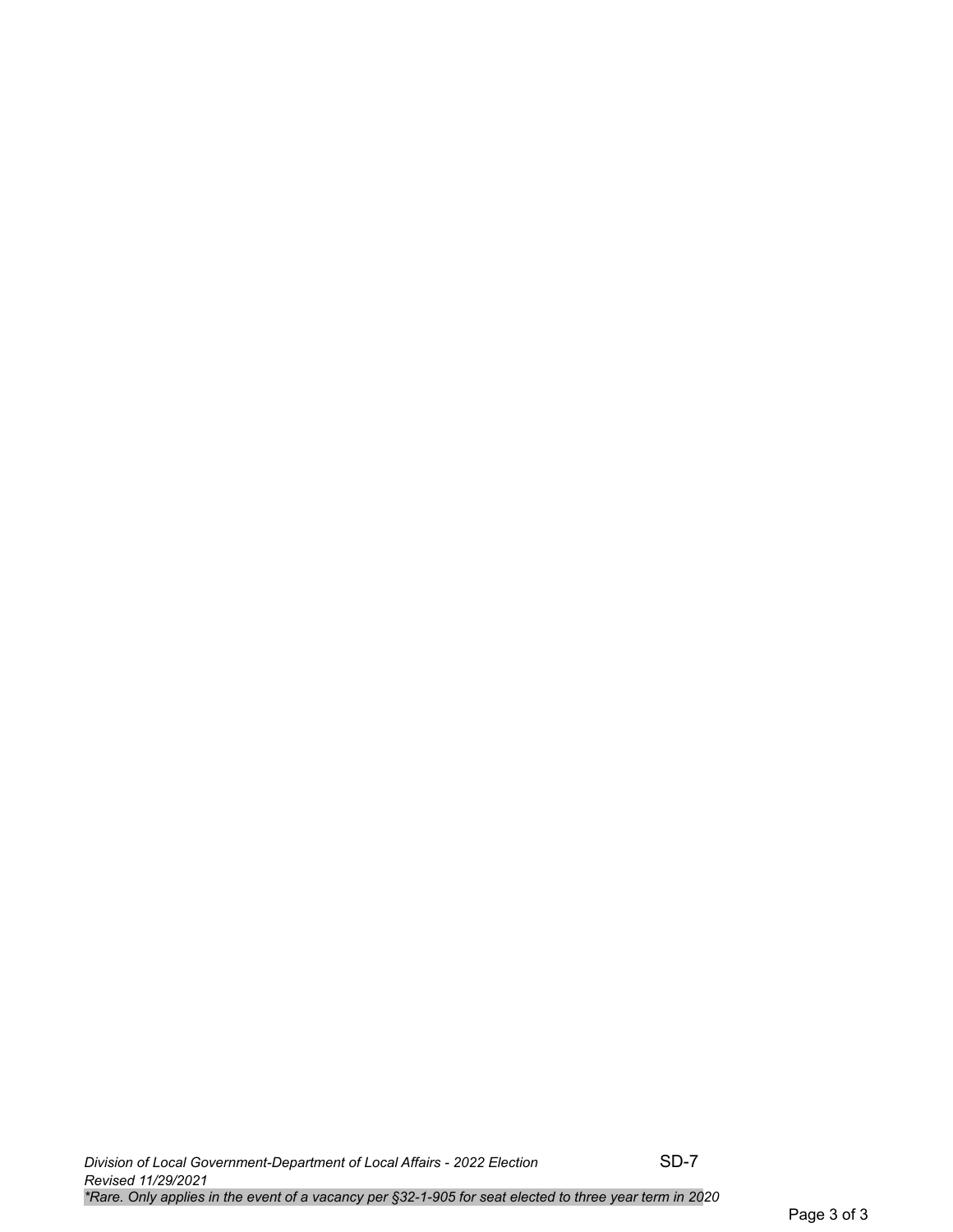*Rare. Only applies in the event of a vacancy per §32-1-905 for seat elected to three year term in 2020